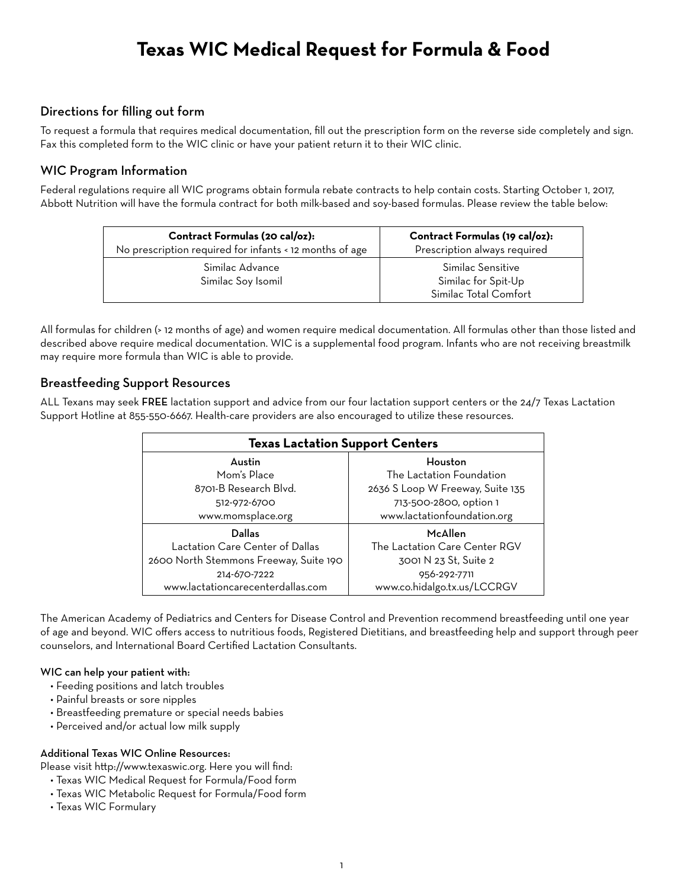# Texas WIC Medical Request for Formula & Food

## Directions for filling out form

To request a formula that requires medical documentation, fill out the prescription form on the reverse side completely and sign. Fax this completed form to the WIC clinic or have your patient return it to their WIC clinic.

## WIC Program Information

Federal regulations require all WIC programs obtain formula rebate contracts to help contain costs. Starting October 1, 2017, Abbott Nutrition will have the formula contract for both milk-based and soy-based formulas. Please review the table below:

| **Contract Formulas (20 cal/oz):** No prescription required for infants < 12 months of age | **Contract Formulas (19 cal/oz):** Prescription always required |
|---|---|
| Similac Advance<br>Similac Soy Isomil | Similac Sensitive<br>Similac for Spit-Up<br>Similac Total Comfort |

All formulas for children (> 12 months of age) and women require medical documentation. All formulas other than those listed and described above require medical documentation. WIC is a supplemental food program. Infants who are not receiving breastmilk may require more formula than WIC is able to provide.

## Breastfeeding Support Resources

ALL Texans may seek **FREE** lactation support and advice from our four lactation support centers or the 24/7 Texas Lactation Support Hotline at 855-550-6667. Health-care providers are also encouraged to utilize these resources.

| **Texas Lactation Support Centers** | |
|---|---|
| **Austin**<br>Mom's Place<br>8701-B Research Blvd.<br>512-972-6700<br>www.momsplace.org | **Houston**<br>The Lactation Foundation<br>2636 S Loop W Freeway, Suite 135<br>713-500-2800, option 1<br>www.lactationfoundation.org |
| **Dallas**<br>Lactation Care Center of Dallas<br>2600 North Stemmons Freeway, Suite 190<br>214-670-7222<br>www.lactationcarecenterdallas.com | **McAllen**<br>The Lactation Care Center RGV<br>3001 N 23 St, Suite 2<br>956-292-7711<br>www.co.hidalgo.tx.us/LCCRGV |

The American Academy of Pediatrics and Centers for Disease Control and Prevention recommend breastfeeding until one year of age and beyond. WIC offers access to nutritious foods, Registered Dietitians, and breastfeeding help and support through peer counselors, and International Board Certified Lactation Consultants.

**WIC can help your patient with:**

- Feeding positions and latch troubles
- Painful breasts or sore nipples
- Breastfeeding premature or special needs babies
- Perceived and/or actual low milk supply

**Additional Texas WIC Online Resources:**

Please visit http://www.texaswic.org. Here you will find:

- Texas WIC Medical Request for Formula/Food form
- Texas WIC Metabolic Request for Formula/Food form
- Texas WIC Formulary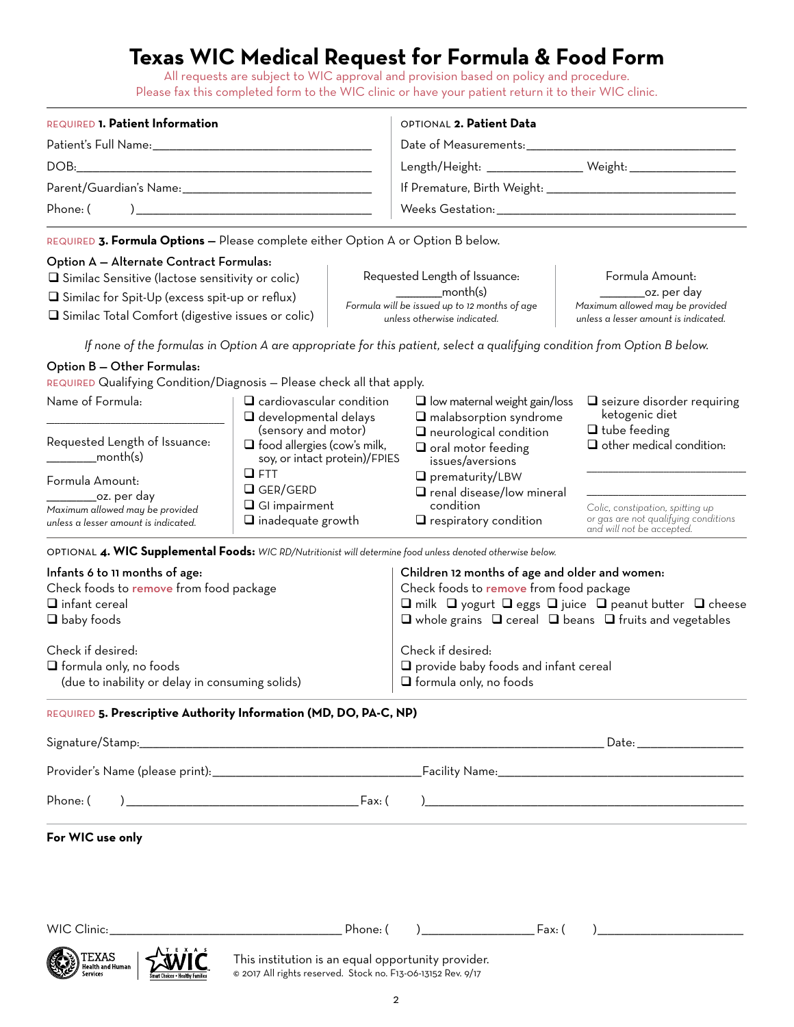# Texas WIC Medical Request for Formula & Food Form

All requests are subject to WIC approval and provision based on policy and procedure.
Please fax this completed form to the WIC clinic or have your patient return it to their WIC clinic.

## REQUIRED 1. Patient Information

Patient's Full Name:_______________________________

DOB:_______________________________

Parent/Guardian's Name:_______________________________

Phone: (      )_______________________________

## OPTIONAL 2. Patient Data

Date of Measurements:_______________________________

Length/Height: _____________ Weight: _______________

If Premature, Birth Weight: _______________________________

Weeks Gestation:_______________________________

## REQUIRED 3. Formula Options — Please complete either Option A or Option B below.

### Option A — Alternate Contract Formulas:

- ❑ Similac Sensitive (lactose sensitivity or colic)
- ❑ Similac for Spit-Up (excess spit-up or reflux)
- ❑ Similac Total Comfort (digestive issues or colic)

Requested Length of Issuance:
_______month(s)
*Formula will be issued up to 12 months of age unless otherwise indicated.*

Formula Amount:
_______oz. per day
*Maximum allowed may be provided unless a lesser amount is indicated.*

*If none of the formulas in Option A are appropriate for this patient, select a qualifying condition from Option B below.*

### Option B — Other Formulas:

REQUIRED Qualifying Condition/Diagnosis — Please check all that apply.

Name of Formula:

_______________________________

Requested Length of Issuance:
________month(s)

Formula Amount:
________oz. per day
*Maximum allowed may be provided unless a lesser amount is indicated.*

- ❑ cardiovascular condition
- ❑ developmental delays (sensory and motor)
- ❑ food allergies (cow's milk, soy, or intact protein)/FPIES
- ❑ FTT
- ❑ GER/GERD
- ❑ GI impairment
- ❑ inadequate growth
- ❑ low maternal weight gain/loss
- ❑ malabsorption syndrome
- ❑ neurological condition
- ❑ oral motor feeding issues/aversions
- ❑ prematurity/LBW
- ❑ renal disease/low mineral condition
- ❑ respiratory condition
- ❑ seizure disorder requiring ketogenic diet
- ❑ tube feeding
- ❑ other medical condition:

_______________________________

_______________________________

*Colic, constipation, spitting up or gas are not qualifying conditions and will not be accepted.*

## OPTIONAL 4. WIC Supplemental Foods: *WIC RD/Nutritionist will determine food unless denoted otherwise below.*

**Infants 6 to 11 months of age:**
Check foods to remove from food package
- ❑ infant cereal
- ❑ baby foods

Check if desired:
- ❑ formula only, no foods (due to inability or delay in consuming solids)

**Children 12 months of age and older and women:**
Check foods to remove from food package
❑ milk ❑ yogurt ❑ eggs ❑ juice ❑ peanut butter ❑ cheese
❑ whole grains ❑ cereal ❑ beans ❑ fruits and vegetables

Check if desired:
- ❑ provide baby foods and infant cereal
- ❑ formula only, no foods

## REQUIRED 5. Prescriptive Authority Information (MD, DO, PA-C, NP)

Signature/Stamp:_______________________________ Date: _______________

Provider's Name (please print):_______________________________ Facility Name:_______________________________

Phone: (      )_______________________________ Fax: (      )_______________________________

**For WIC use only**

WIC Clinic:_______________________________ Phone: (      )_______________ Fax: (      )_______________

TEXAS Health and Human Services | TEXAS WIC Smart Choices • Healthy Families

This institution is an equal opportunity provider.
© 2017 All rights reserved. Stock no. F13-06-13152 Rev. 9/17